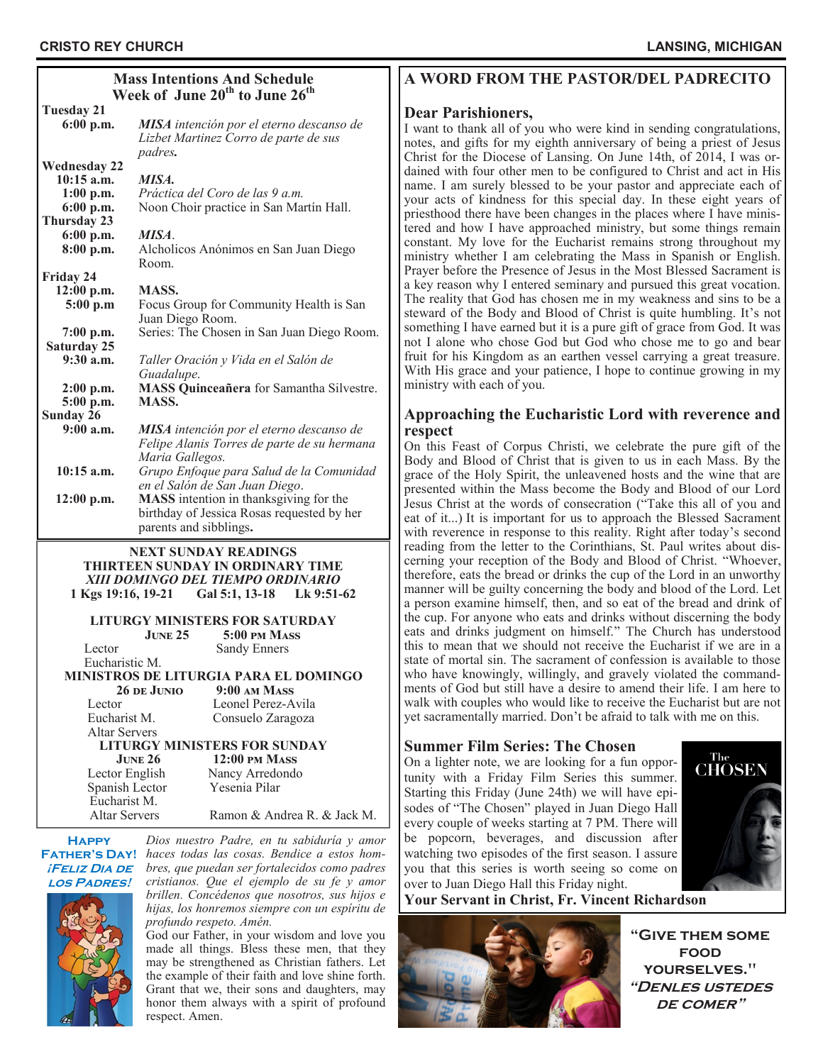## Mass Intentions And Schedule
### Week of June 20th to June 26th

**Tuesday 21**

| | |
|---|---|
| **6:00 p.m.** | ***MISA*** *intención por el eterno descanso de Lizbet Martinez Corro de parte de sus padres.* |

**Wednesday 22**

| | |
|---|---|
| **10:15 a.m.** | ***MISA.*** |
| **1:00 p.m.** | *Práctica del Coro de las 9 a.m.* |
| **6:00 p.m.** | Noon Choir practice in San Martín Hall. |

**Thursday 23**

| | |
|---|---|
| **6:00 p.m.** | ***MISA*.** |
| **8:00 p.m.** | Alcholicos Anónimos en San Juan Diego Room. |

**Friday 24**

| | |
|---|---|
| **12:00 p.m.** | **MASS.** |
| **5:00 p.m** | Focus Group for Community Health is San Juan Diego Room. |
| **7:00 p.m.** | Series: The Chosen in San Juan Diego Room. |

**Saturday 25**

| | |
|---|---|
| **9:30 a.m.** | *Taller Oración y Vida en el Salón de Guadalupe.* |
| **2:00 p.m.** | **MASS Quinceañera** for Samantha Silvestre. |
| **5:00 p.m.** | **MASS.** |

**Sunday 26**

| | |
|---|---|
| **9:00 a.m.** | ***MISA*** *intención por el eterno descanso de Felipe Alanis Torres de parte de su hermana Maria Gallegos.* |
| **10:15 a.m.** | *Grupo Enfoque para Salud de la Comunidad en el Salón de San Juan Diego.* |
| **12:00 p.m.** | **MASS** intention in thanksgiving for the birthday of Jessica Rosas requested by her parents and sibblings**.** |

---

**NEXT SUNDAY READINGS**
**THIRTEEN SUNDAY IN ORDINARY TIME**
***XIII DOMINGO DEL TIEMPO ORDINARIO***
**1 Kgs 19:16, 19-21 Gal 5:1, 13-18 Lk 9:51-62**

**LITURGY MINISTERS FOR SATURDAY**

| **June 25** | **5:00 pm Mass** |
|---|---|
| Lector | Sandy Enners |
| Eucharistic M. | |

**MINISTROS DE LITURGIA PARA EL DOMINGO**

| **26 de Junio** | **9:00 am Mass** |
|---|---|
| Lector | Leonel Perez-Avila |
| Eucharist M. | Consuelo Zaragoza |
| Altar Servers | |

**LITURGY MINISTERS FOR SUNDAY**

| **June 26** | **12:00 pm Mass** |
|---|---|
| Lector English | Nancy Arredondo |
| Spanish Lector | Yesenia Pilar |
| Eucharist M. | |
| Altar Servers | Ramon & Andrea R. & Jack M. |

---

**Happy Father's Day!**
***¡Feliz Dia de los Padres!***

*Dios nuestro Padre, en tu sabiduría y amor haces todas las cosas. Bendice a estos hombres, que puedan ser fortalecidos como padres cristianos. Que el ejemplo de su fe y amor brillen. Concédenos que nosotros, sus hijos e hijas, los honremos siempre con un espíritu de profundo respeto. Amén.*

God our Father, in your wisdom and love you made all things. Bless these men, that they may be strengthened as Christian fathers. Let the example of their faith and love shine forth. Grant that we, their sons and daughters, may honor them always with a spirit of profound respect. Amen.

---

## A WORD FROM THE PASTOR/DEL PADRECITO

### Dear Parishioners,

I want to thank all of you who were kind in sending congratulations, notes, and gifts for my eighth anniversary of being a priest of Jesus Christ for the Diocese of Lansing. On June 14th, of 2014, I was ordained with four other men to be configured to Christ and act in His name. I am surely blessed to be your pastor and appreciate each of your acts of kindness for this special day. In these eight years of priesthood there have been changes in the places where I have ministered and how I have approached ministry, but some things remain constant. My love for the Eucharist remains strong throughout my ministry whether I am celebrating the Mass in Spanish or English. Prayer before the Presence of Jesus in the Most Blessed Sacrament is a key reason why I entered seminary and pursued this great vocation. The reality that God has chosen me in my weakness and sins to be a steward of the Body and Blood of Christ is quite humbling. It's not something I have earned but it is a pure gift of grace from God. It was not I alone who chose God but God who chose me to go and bear fruit for his Kingdom as an earthen vessel carrying a great treasure. With His grace and your patience, I hope to continue growing in my ministry with each of you.

### Approaching the Eucharistic Lord with reverence and respect

On this Feast of Corpus Christi, we celebrate the pure gift of the Body and Blood of Christ that is given to us in each Mass. By the grace of the Holy Spirit, the unleavened hosts and the wine that are presented within the Mass become the Body and Blood of our Lord Jesus Christ at the words of consecration ("Take this all of you and eat of it...) It is important for us to approach the Blessed Sacrament with reverence in response to this reality. Right after today's second reading from the letter to the Corinthians, St. Paul writes about discerning your reception of the Body and Blood of Christ. "Whoever, therefore, eats the bread or drinks the cup of the Lord in an unworthy manner will be guilty concerning the body and blood of the Lord. Let a person examine himself, then, and so eat of the bread and drink of the cup. For anyone who eats and drinks without discerning the body eats and drinks judgment on himself." The Church has understood this to mean that we should not receive the Eucharist if we are in a state of mortal sin. The sacrament of confession is available to those who have knowingly, willingly, and gravely violated the commandments of God but still have a desire to amend their life. I am here to walk with couples who would like to receive the Eucharist but are not yet sacramentally married. Don't be afraid to talk with me on this.

### Summer Film Series: The Chosen

On a lighter note, we are looking for a fun opportunity with a Friday Film Series this summer. Starting this Friday (June 24th) we will have episodes of "The Chosen" played in Juan Diego Hall every couple of weeks starting at 7 PM. There will be popcorn, beverages, and discussion after watching two episodes of the first season. I assure you that this series is worth seeing so come on over to Juan Diego Hall this Friday night.

**Your Servant in Christ, Fr. Vincent Richardson**

---

**"Give them some food yourselves."**
***"Denles ustedes de comer"***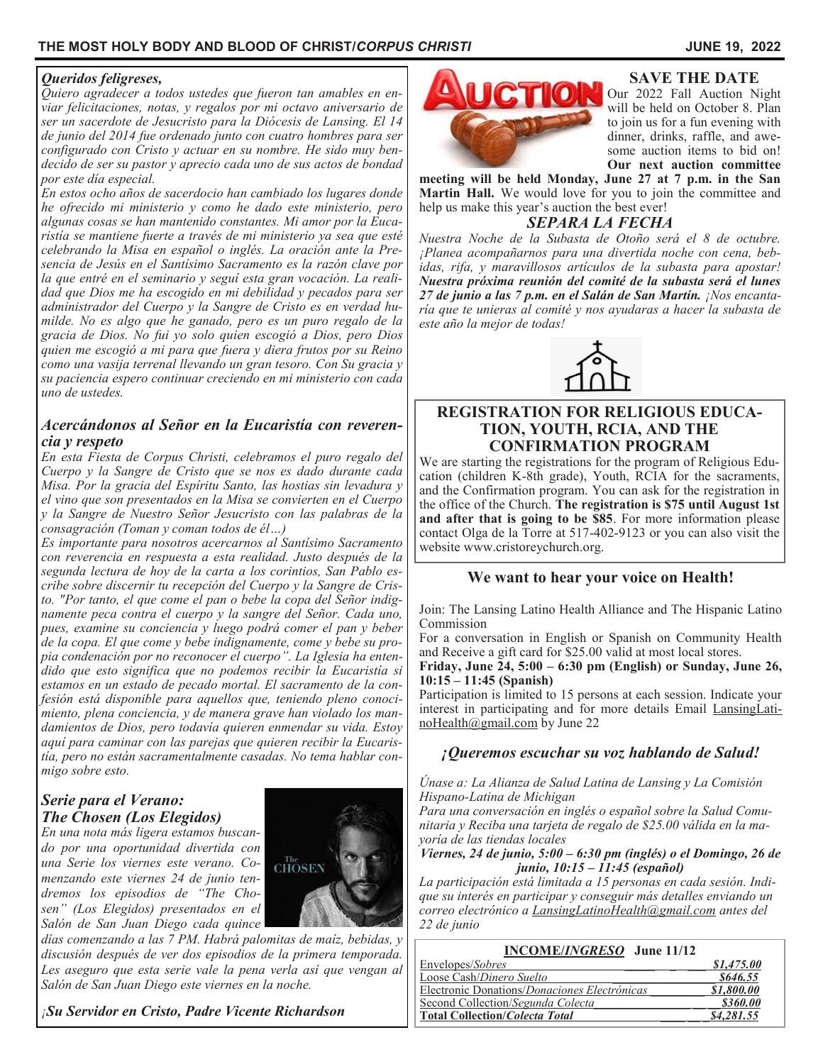## *Queridos feligreses,*

*Quiero agradecer a todos ustedes que fueron tan amables en enviar felicitaciones, notas, y regalos por mi octavo aniversario de ser un sacerdote de Jesucristo para la Diócesis de Lansing. El 14 de junio del 2014 fue ordenado junto con cuatro hombres para ser configurado con Cristo y actuar en su nombre. He sido muy bendecido de ser su pastor y aprecio cada uno de sus actos de bondad por este día especial.*

*En estos ocho años de sacerdocio han cambiado los lugares donde he ofrecido mi ministerio y como he dado este ministerio, pero algunas cosas se han mantenido constantes. Mi amor por la Eucaristía se mantiene fuerte a través de mi ministerio ya sea que esté celebrando la Misa en español o inglés. La oración ante la Presencia de Jesús en el Santísimo Sacramento es la razón clave por la que entré en el seminario y seguí esta gran vocación. La realidad que Dios me ha escogido en mi debilidad y pecados para ser administrador del Cuerpo y la Sangre de Cristo es en verdad humilde. No es algo que he ganado, pero es un puro regalo de la gracia de Dios. No fui yo solo quien escogió a Dios, pero Dios quien me escogió a mi para que fuera y diera frutos por su Reino como una vasija terrenal llevando un gran tesoro. Con Su gracia y su paciencia espero continuar creciendo en mi ministerio con cada uno de ustedes.*

## *Acercándonos al Señor en la Eucaristía con reverencia y respeto*

*En esta Fiesta de Corpus Christi, celebramos el puro regalo del Cuerpo y la Sangre de Cristo que se nos es dado durante cada Misa. Por la gracia del Espíritu Santo, las hostias sin levadura y el vino que son presentados en la Misa se convierten en el Cuerpo y la Sangre de Nuestro Señor Jesucristo con las palabras de la consagración (Toman y coman todos de él…)*

*Es importante para nosotros acercarnos al Santísimo Sacramento con reverencia en respuesta a esta realidad. Justo después de la segunda lectura de hoy de la carta a los corintios, San Pablo escribe sobre discernir tu recepción del Cuerpo y la Sangre de Cristo. "Por tanto, el que come el pan o bebe la copa del Señor indignamente peca contra el cuerpo y la sangre del Señor. Cada uno, pues, examine su conciencia y luego podrá comer el pan y beber de la copa. El que come y bebe indignamente, come y bebe su propia condenación por no reconocer el cuerpo". La Iglesia ha entendido que esto significa que no podemos recibir la Eucaristía si estamos en un estado de pecado mortal. El sacramento de la confesión está disponible para aquellos que, teniendo pleno conocimiento, plena conciencia, y de manera grave han violado los mandamientos de Dios, pero todavía quieren enmendar su vida. Estoy aquí para caminar con las parejas que quieren recibir la Eucaristía, pero no están sacramentalmente casadas. No tema hablar conmigo sobre esto.*

## *Serie para el Verano: The Chosen (Los Elegidos)*

*En una nota más ligera estamos buscando por una oportunidad divertida con una Serie los viernes este verano. Comenzando este viernes 24 de junio tendremos los episodios de "The Chosen" (Los Elegidos) presentados en el Salón de San Juan Diego cada quince días comenzando a las 7 PM. Habrá palomitas de maíz, bebidas, y discusión después de ver dos episodios de la primera temporada. Les aseguro que esta serie vale la pena verla así que vengan al Salón de San Juan Diego este viernes en la noche.*

*¡**Su Servidor en Cristo, Padre Vicente Richardson***

## SAVE THE DATE

Our 2022 Fall Auction Night will be held on October 8. Plan to join us for a fun evening with dinner, drinks, raffle, and awesome auction items to bid on! **Our next auction committee meeting will be held Monday, June 27 at 7 p.m. in the San Martin Hall.** We would love for you to join the committee and help us make this year's auction the best ever!

## *SEPARA LA FECHA*

*Nuestra Noche de la Subasta de Otoño será el 8 de octubre. ¡Planea acompañarnos para una divertida noche con cena, bebidas, rifa, y maravillosos artículos de la subasta para apostar! **Nuestra próxima reunión del comité de la subasta será el lunes 27 de junio a las 7 p.m. en el Salón de San Martín.** ¡Nos encantaría que te unieras al comité y nos ayudaras a hacer la subasta de este año la mejor de todas!*

## REGISTRATION FOR RELIGIOUS EDUCATION, YOUTH, RCIA, AND THE CONFIRMATION PROGRAM

We are starting the registrations for the program of Religious Education (children K-8th grade), Youth, RCIA for the sacraments, and the Confirmation program. You can ask for the registration in the office of the Church. **The registration is $75 until August 1st and after that is going to be $85**. For more information please contact Olga de la Torre at 517-402-9123 or you can also visit the website www.cristoreychurch.org.

## We want to hear your voice on Health!

Join: The Lansing Latino Health Alliance and The Hispanic Latino Commission

For a conversation in English or Spanish on Community Health and Receive a gift card for $25.00 valid at most local stores.

**Friday, June 24, 5:00 – 6:30 pm (English) or Sunday, June 26, 10:15 – 11:45 (Spanish)**

Participation is limited to 15 persons at each session. Indicate your interest in participating and for more details Email LansingLatinoHealth@gmail.com by June 22

## *¡Queremos escuchar su voz hablando de Salud!*

*Únase a: La Alianza de Salud Latina de Lansing y La Comisión Hispano-Latina de Michigan*

*Para una conversación en inglés o español sobre la Salud Comunitaria y Reciba una tarjeta de regalo de $25.00 válida en la mayoría de las tiendas locales*

***Viernes, 24 de junio, 5:00 – 6:30 pm (inglés) o el Domingo, 26 de junio, 10:15 – 11:45 (español)***

*La participación está limitada a 15 personas en cada sesión. Indique su interés en participar y conseguir más detalles enviando un correo electrónico a LansingLatinoHealth@gmail.com antes del 22 de junio*

| **INCOME/*INGRESO*** | **June 11/12** |
|---|---|
| Envelopes/*Sobres* | ***$1,475.00*** |
| Loose Cash/*Dinero Suelto* | ***$646.55*** |
| Electronic Donations/*Donaciones Electrónicas* | ***$1,800.00*** |
| Second Collection/*Segunda Colecta* | ***$360.00*** |
| **Total Collection/*Colecta Total*** | ***$4,281.55*** |